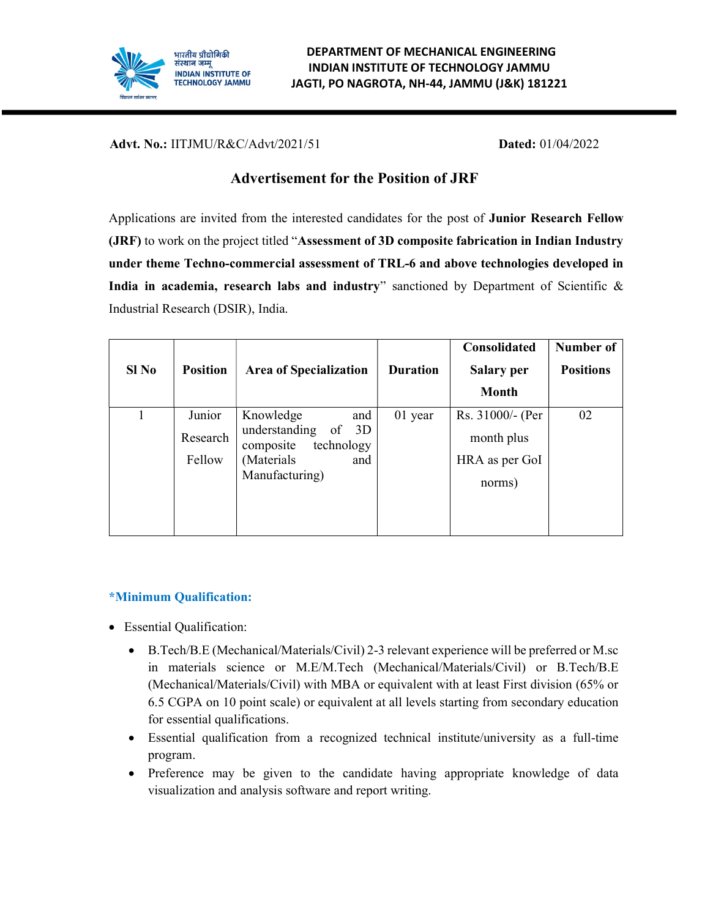भारतीय प्रौद्योगिकी संस्थान जम्मू
INDIAN INSTITUTE OF TECHNOLOGY JAMMU

**DEPARTMENT OF MECHANICAL ENGINEERING**
**INDIAN INSTITUTE OF TECHNOLOGY JAMMU**
**JAGTI, PO NAGROTA, NH-44, JAMMU (J&K) 181221**

**Advt. No.:** IITJMU/R&C/Advt/2021/51 **Dated:** 01/04/2022

## Advertisement for the Position of JRF

Applications are invited from the interested candidates for the post of **Junior Research Fellow (JRF)** to work on the project titled "**Assessment of 3D composite fabrication in Indian Industry under theme Techno-commercial assessment of TRL-6 and above technologies developed in India in academia, research labs and industry**" sanctioned by Department of Scientific & Industrial Research (DSIR), India.

| Sl No | Position | Area of Specialization | Duration | Consolidated Salary per Month | Number of Positions |
|---|---|---|---|---|---|
| 1 | Junior Research Fellow | Knowledge and understanding of 3D composite technology (Materials and Manufacturing) | 01 year | Rs. 31000/- (Per month plus HRA as per GoI norms) | 02 |

### *Minimum Qualification:

- Essential Qualification:
  - B.Tech/B.E (Mechanical/Materials/Civil) 2-3 relevant experience will be preferred or M.sc in materials science or M.E/M.Tech (Mechanical/Materials/Civil) or B.Tech/B.E (Mechanical/Materials/Civil) with MBA or equivalent with at least First division (65% or 6.5 CGPA on 10 point scale) or equivalent at all levels starting from secondary education for essential qualifications.
  - Essential qualification from a recognized technical institute/university as a full-time program.
  - Preference may be given to the candidate having appropriate knowledge of data visualization and analysis software and report writing.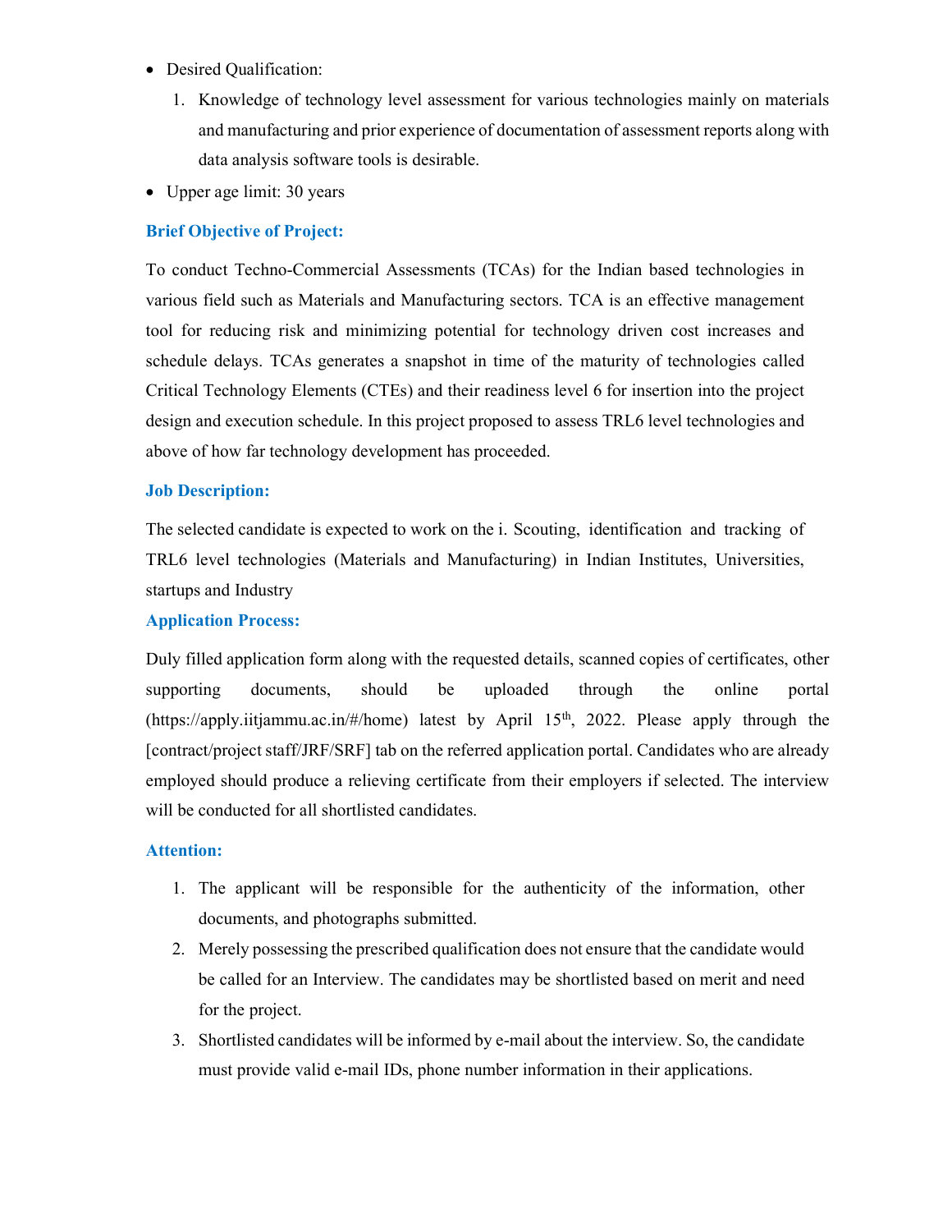- Desired Qualification:
    1. Knowledge of technology level assessment for various technologies mainly on materials and manufacturing and prior experience of documentation of assessment reports along with data analysis software tools is desirable.
- Upper age limit: 30 years

### Brief Objective of Project:

To conduct Techno-Commercial Assessments (TCAs) for the Indian based technologies in various field such as Materials and Manufacturing sectors. TCA is an effective management tool for reducing risk and minimizing potential for technology driven cost increases and schedule delays. TCAs generates a snapshot in time of the maturity of technologies called Critical Technology Elements (CTEs) and their readiness level 6 for insertion into the project design and execution schedule. In this project proposed to assess TRL6 level technologies and above of how far technology development has proceeded.

### Job Description:

The selected candidate is expected to work on the i. Scouting, identification and tracking of TRL6 level technologies (Materials and Manufacturing) in Indian Institutes, Universities, startups and Industry

### Application Process:

Duly filled application form along with the requested details, scanned copies of certificates, other supporting documents, should be uploaded through the online portal (https://apply.iitjammu.ac.in/#/home) latest by April 15th, 2022. Please apply through the [contract/project staff/JRF/SRF] tab on the referred application portal. Candidates who are already employed should produce a relieving certificate from their employers if selected. The interview will be conducted for all shortlisted candidates.

### Attention:

1. The applicant will be responsible for the authenticity of the information, other documents, and photographs submitted.
2. Merely possessing the prescribed qualification does not ensure that the candidate would be called for an Interview. The candidates may be shortlisted based on merit and need for the project.
3. Shortlisted candidates will be informed by e-mail about the interview. So, the candidate must provide valid e-mail IDs, phone number information in their applications.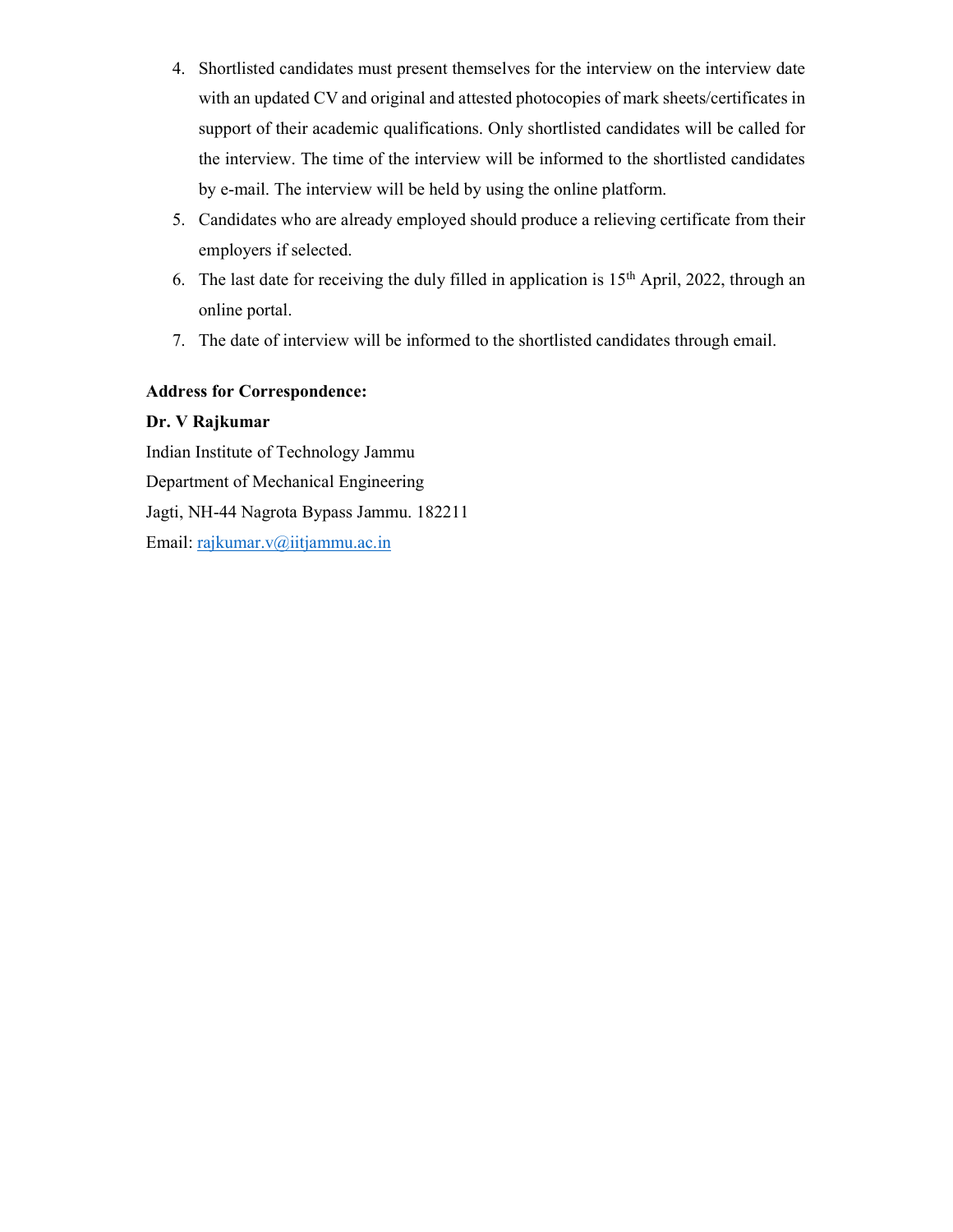4. Shortlisted candidates must present themselves for the interview on the interview date with an updated CV and original and attested photocopies of mark sheets/certificates in support of their academic qualifications. Only shortlisted candidates will be called for the interview. The time of the interview will be informed to the shortlisted candidates by e-mail. The interview will be held by using the online platform.
5. Candidates who are already employed should produce a relieving certificate from their employers if selected.
6. The last date for receiving the duly filled in application is 15th April, 2022, through an online portal.
7. The date of interview will be informed to the shortlisted candidates through email.

**Address for Correspondence:**

**Dr. V Rajkumar**

Indian Institute of Technology Jammu

Department of Mechanical Engineering

Jagti, NH-44 Nagrota Bypass Jammu. 182211

Email: rajkumar.v@iitjammu.ac.in